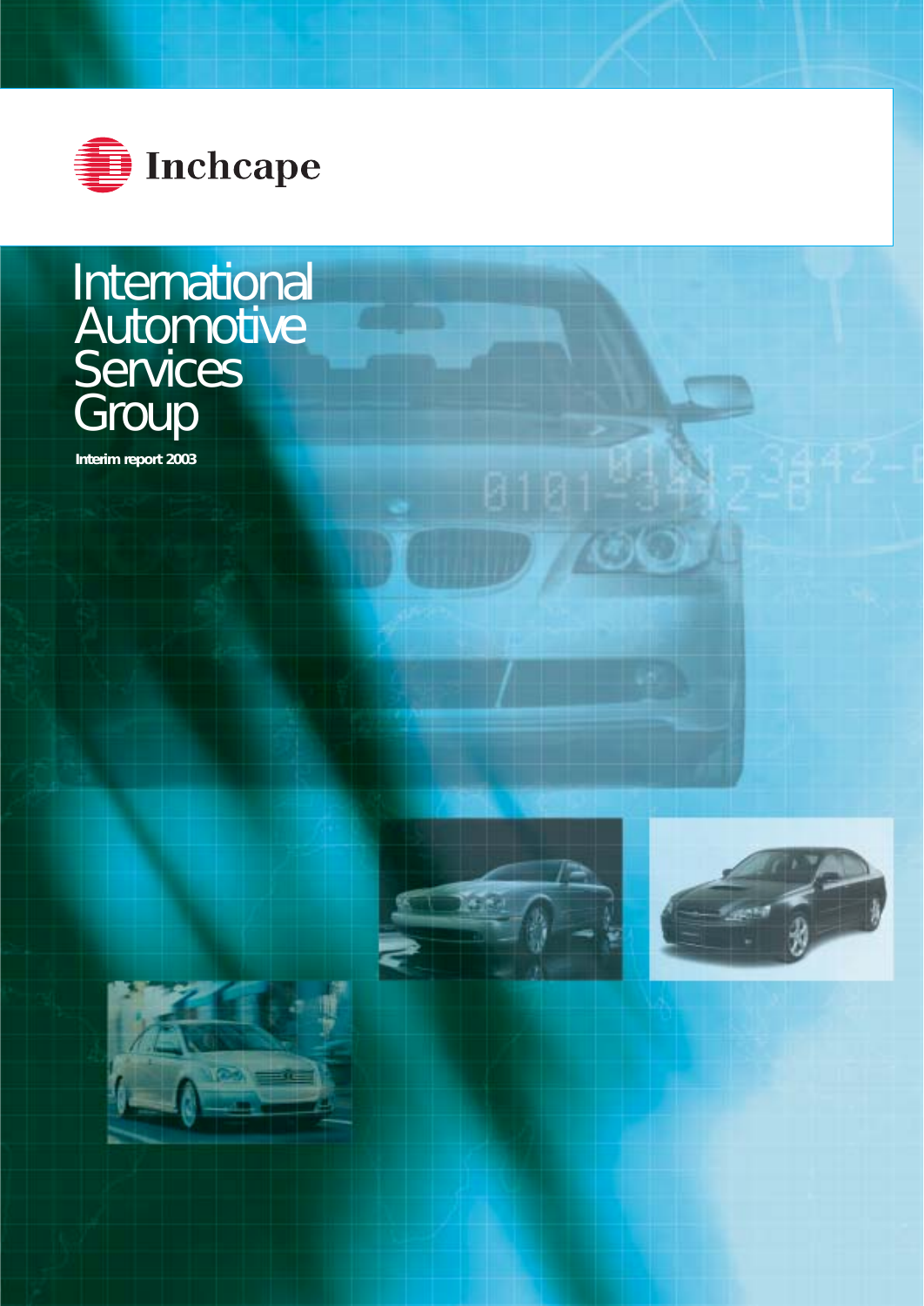Inchcape

# International Automotive Services Group

**Interim report 2003**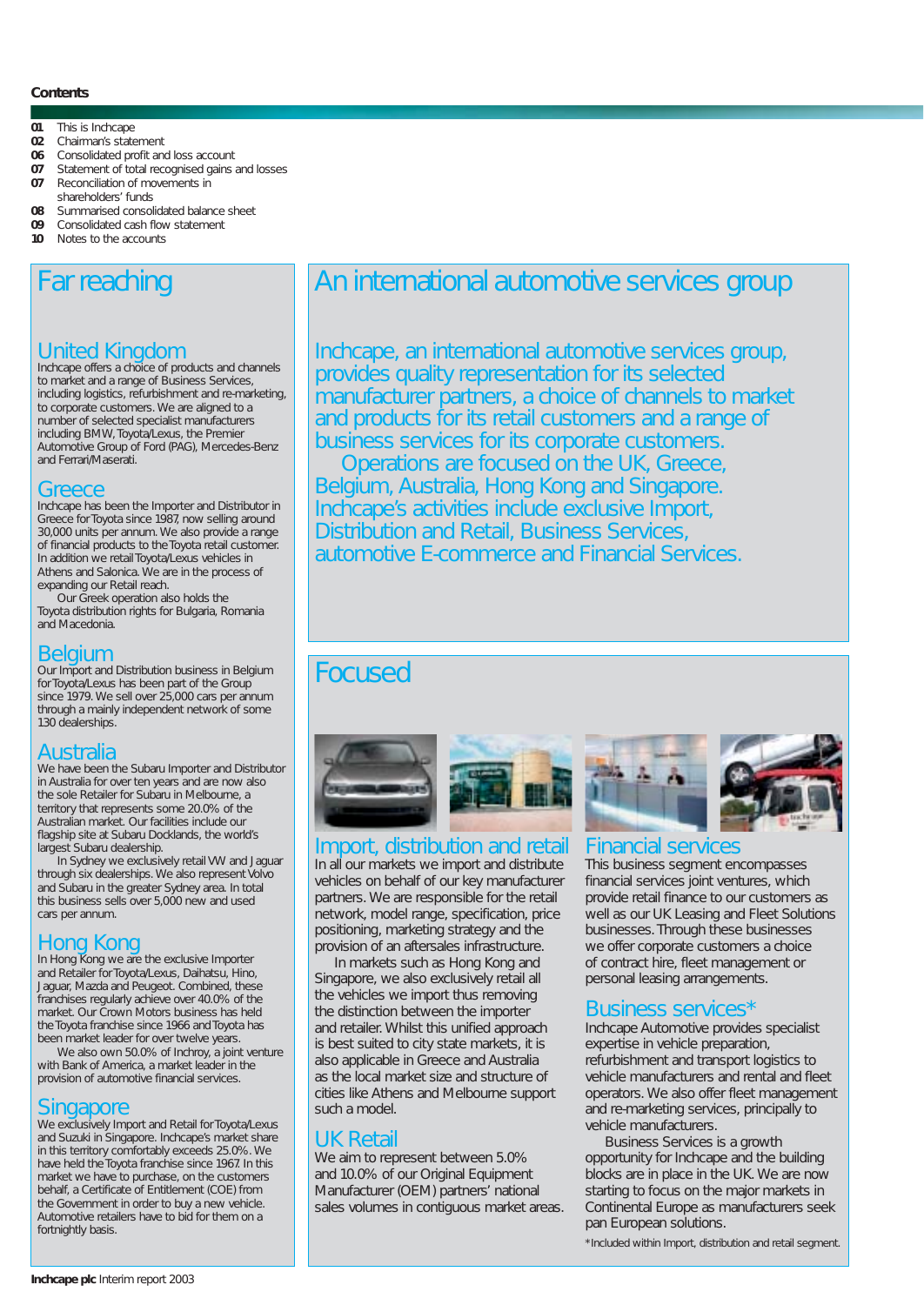**Contents**

**01** This is Inchcape
**02** Chairman's statement
**06** Consolidated profit and loss account
**07** Statement of total recognised gains and losses
**07** Reconciliation of movements in shareholders' funds
**08** Summarised consolidated balance sheet
**09** Consolidated cash flow statement
**10** Notes to the accounts

# Far reaching

## United Kingdom

Inchcape offers a choice of products and channels to market and a range of Business Services, including logistics, refurbishment and re-marketing, to corporate customers. We are aligned to a number of selected specialist manufacturers including BMW, Toyota/Lexus, the Premier Automotive Group of Ford (PAG), Mercedes-Benz and Ferrari/Maserati.

## Greece

Inchcape has been the Importer and Distributor in Greece for Toyota since 1987, now selling around 30,000 units per annum. We also provide a range of financial products to the Toyota retail customer. In addition we retail Toyota/Lexus vehicles in Athens and Salonica. We are in the process of expanding our Retail reach.

Our Greek operation also holds the Toyota distribution rights for Bulgaria, Romania and Macedonia.

## Belgium

Our Import and Distribution business in Belgium for Toyota/Lexus has been part of the Group since 1979. We sell over 25,000 cars per annum through a mainly independent network of some 130 dealerships.

## Australia

We have been the Subaru Importer and Distributor in Australia for over ten years and are now also the sole Retailer for Subaru in Melbourne, a territory that represents some 20.0% of the Australian market. Our facilities include our flagship site at Subaru Docklands, the world's largest Subaru dealership.

In Sydney we exclusively retail VW and Jaguar through six dealerships. We also represent Volvo and Subaru in the greater Sydney area. In total this business sells over 5,000 new and used cars per annum.

## Hong Kong

In Hong Kong we are the exclusive Importer and Retailer for Toyota/Lexus, Daihatsu, Hino, Jaguar, Mazda and Peugeot. Combined, these franchises regularly achieve over 40.0% of the market. Our Crown Motors business has held the Toyota franchise since 1966 and Toyota has been market leader for over twelve years.

We also own 50.0% of Inchroy, a joint venture with Bank of America, a market leader in the provision of automotive financial services.

## Singapore

We exclusively Import and Retail for Toyota/Lexus and Suzuki in Singapore. Inchcape's market share in this territory comfortably exceeds 25.0%. We have held the Toyota franchise since 1967. In this market we have to purchase, on the customers behalf, a Certificate of Entitlement (COE) from the Government in order to buy a new vehicle. Automotive retailers have to bid for them on a fortnightly basis.

# An international automotive services group

Inchcape, an international automotive services group, provides quality representation for its selected manufacturer partners, a choice of channels to market and products for its retail customers and a range of business services for its corporate customers.

Operations are focused on the UK, Greece, Belgium, Australia, Hong Kong and Singapore. Inchcape's activities include exclusive Import, Distribution and Retail, Business Services, automotive E-commerce and Financial Services.

# Focused

## Import, distribution and retail

In all our markets we import and distribute vehicles on behalf of our key manufacturer partners. We are responsible for the retail network, model range, specification, price positioning, marketing strategy and the provision of an aftersales infrastructure.

In markets such as Hong Kong and Singapore, we also exclusively retail all the vehicles we import thus removing the distinction between the importer and retailer. Whilst this unified approach is best suited to city state markets, it is also applicable in Greece and Australia as the local market size and structure of cities like Athens and Melbourne support such a model.

## UK Retail

We aim to represent between 5.0% and 10.0% of our Original Equipment Manufacturer (OEM) partners' national sales volumes in contiguous market areas.

## Financial services

This business segment encompasses financial services joint ventures, which provide retail finance to our customers as well as our UK Leasing and Fleet Solutions businesses. Through these businesses we offer corporate customers a choice of contract hire, fleet management or personal leasing arrangements.

## Business services*

Inchcape Automotive provides specialist expertise in vehicle preparation, refurbishment and transport logistics to vehicle manufacturers and rental and fleet operators. We also offer fleet management and re-marketing services, principally to vehicle manufacturers.

Business Services is a growth opportunity for Inchcape and the building blocks are in place in the UK. We are now starting to focus on the major markets in Continental Europe as manufacturers seek pan European solutions.

*Included within Import, distribution and retail segment.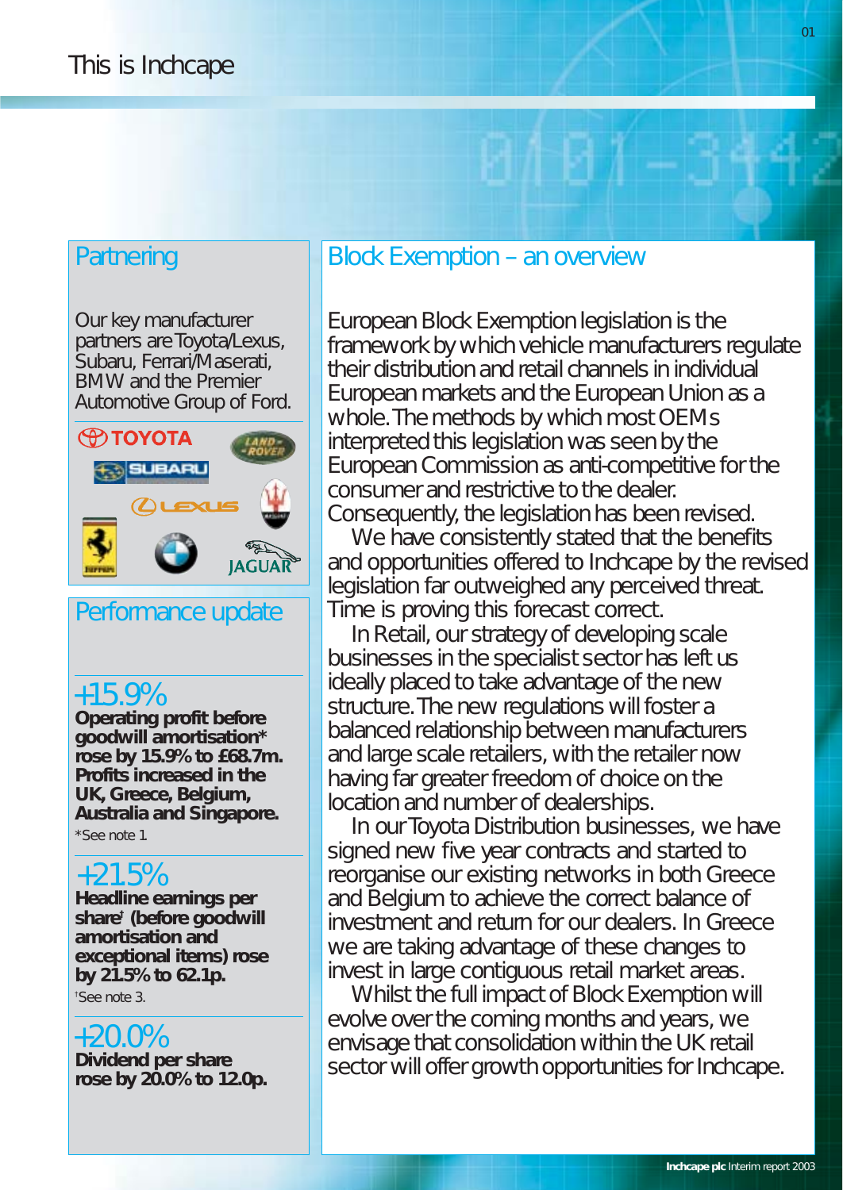# This is Inchcape

## Partnering

Our key manufacturer partners are Toyota/Lexus, Subaru, Ferrari/Maserati, BMW and the Premier Automotive Group of Ford.

## Performance update

+15.9%

**Operating profit before goodwill amortisation* rose by 15.9% to £68.7m. Profits increased in the UK, Greece, Belgium, Australia and Singapore.**

*See note 1.

+21.5%

**Headline earnings per share† (before goodwill amortisation and exceptional items) rose by 21.5% to 62.1p.**

†See note 3.

+20.0%

**Dividend per share rose by 20.0% to 12.0p.**

## Block Exemption – an overview

European Block Exemption legislation is the framework by which vehicle manufacturers regulate their distribution and retail channels in individual European markets and the European Union as a whole. The methods by which most OEMs interpreted this legislation was seen by the European Commission as anti-competitive for the consumer and restrictive to the dealer. Consequently, the legislation has been revised.

We have consistently stated that the benefits and opportunities offered to Inchcape by the revised legislation far outweighed any perceived threat. Time is proving this forecast correct.

In Retail, our strategy of developing scale businesses in the specialist sector has left us ideally placed to take advantage of the new structure. The new regulations will foster a balanced relationship between manufacturers and large scale retailers, with the retailer now having far greater freedom of choice on the location and number of dealerships.

In our Toyota Distribution businesses, we have signed new five year contracts and started to reorganise our existing networks in both Greece and Belgium to achieve the correct balance of investment and return for our dealers. In Greece we are taking advantage of these changes to invest in large contiguous retail market areas.

Whilst the full impact of Block Exemption will evolve over the coming months and years, we envisage that consolidation within the UK retail sector will offer growth opportunities for Inchcape.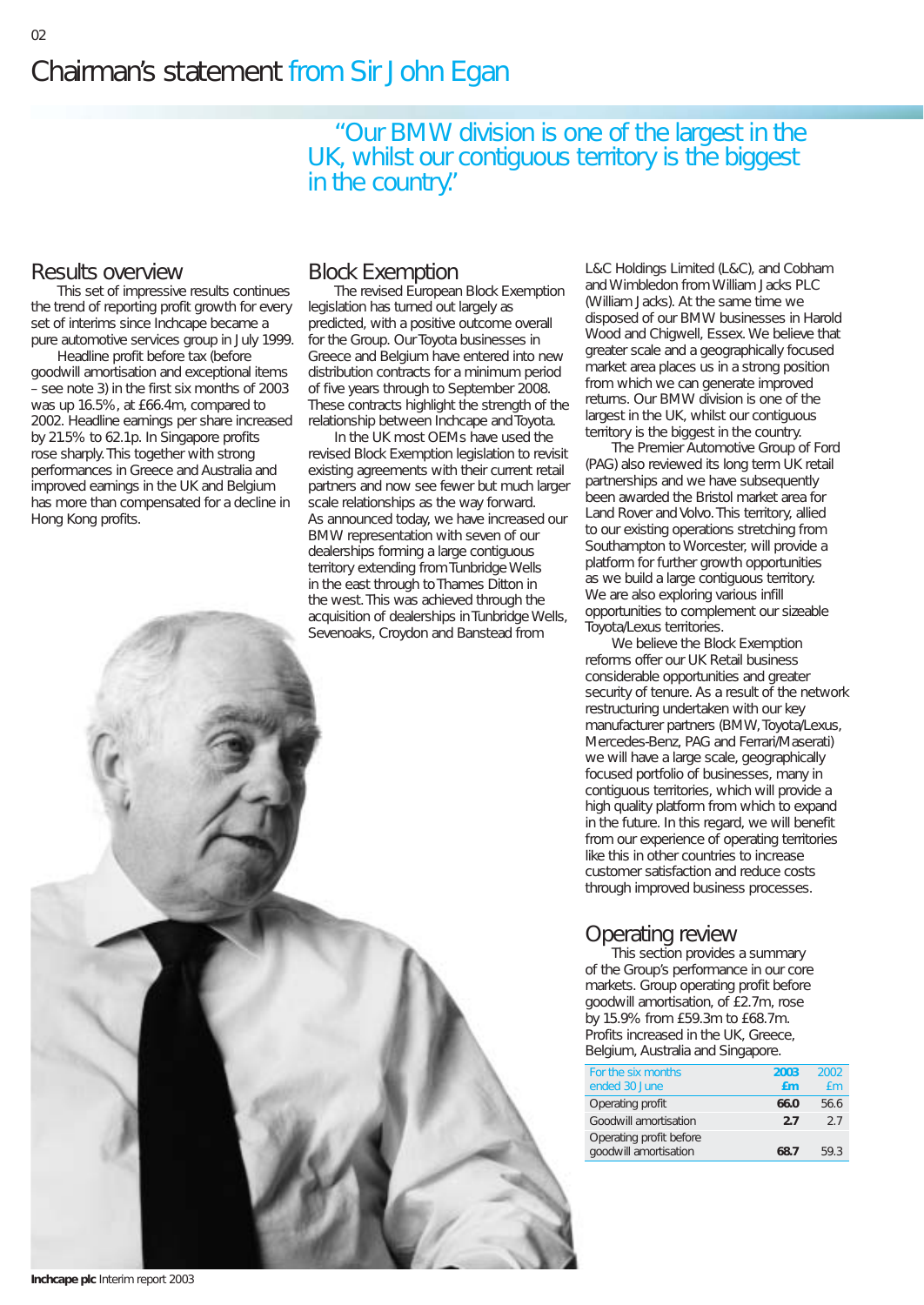# Chairman's statement from Sir John Egan

"Our BMW division is one of the largest in the UK, whilst our contiguous territory is the biggest in the country."

## Results overview

This set of impressive results continues the trend of reporting profit growth for every set of interims since Inchcape became a pure automotive services group in July 1999.

Headline profit before tax (before goodwill amortisation and exceptional items – see note 3) in the first six months of 2003 was up 16.5%, at £66.4m, compared to 2002. Headline earnings per share increased by 21.5% to 62.1p. In Singapore profits rose sharply. This together with strong performances in Greece and Australia and improved earnings in the UK and Belgium has more than compensated for a decline in Hong Kong profits.

## Block Exemption

The revised European Block Exemption legislation has turned out largely as predicted, with a positive outcome overall for the Group. Our Toyota businesses in Greece and Belgium have entered into new distribution contracts for a minimum period of five years through to September 2008. These contracts highlight the strength of the relationship between Inchcape and Toyota.

In the UK most OEMs have used the revised Block Exemption legislation to revisit existing agreements with their current retail partners and now see fewer but much larger scale relationships as the way forward. As announced today, we have increased our BMW representation with seven of our dealerships forming a large contiguous territory extending from Tunbridge Wells in the east through to Thames Ditton in the west. This was achieved through the acquisition of dealerships in Tunbridge Wells, Sevenoaks, Croydon and Banstead from L&C Holdings Limited (L&C), and Cobham and Wimbledon from William Jacks PLC (William Jacks). At the same time we disposed of our BMW businesses in Harold Wood and Chigwell, Essex. We believe that greater scale and a geographically focused market area places us in a strong position from which we can generate improved returns. Our BMW division is one of the largest in the UK, whilst our contiguous territory is the biggest in the country.

The Premier Automotive Group of Ford (PAG) also reviewed its long term UK retail partnerships and we have subsequently been awarded the Bristol market area for Land Rover and Volvo. This territory, allied to our existing operations stretching from Southampton to Worcester, will provide a platform for further growth opportunities as we build a large contiguous territory. We are also exploring various infill opportunities to complement our sizeable Toyota/Lexus territories.

We believe the Block Exemption reforms offer our UK Retail business considerable opportunities and greater security of tenure. As a result of the network restructuring undertaken with our key manufacturer partners (BMW, Toyota/Lexus, Mercedes-Benz, PAG and Ferrari/Maserati) we will have a large scale, geographically focused portfolio of businesses, many in contiguous territories, which will provide a high quality platform from which to expand in the future. In this regard, we will benefit from our experience of operating territories like this in other countries to increase customer satisfaction and reduce costs through improved business processes.

## Operating review

This section provides a summary of the Group's performance in our core markets. Group operating profit before goodwill amortisation, of £2.7m, rose by 15.9% from £59.3m to £68.7m. Profits increased in the UK, Greece, Belgium, Australia and Singapore.

| For the six months ended 30 June | 2003 £m | 2002 £m |
|---|---|---|
| Operating profit | **66.0** | 56.6 |
| Goodwill amortisation | **2.7** | 2.7 |
| Operating profit before goodwill amortisation | **68.7** | 59.3 |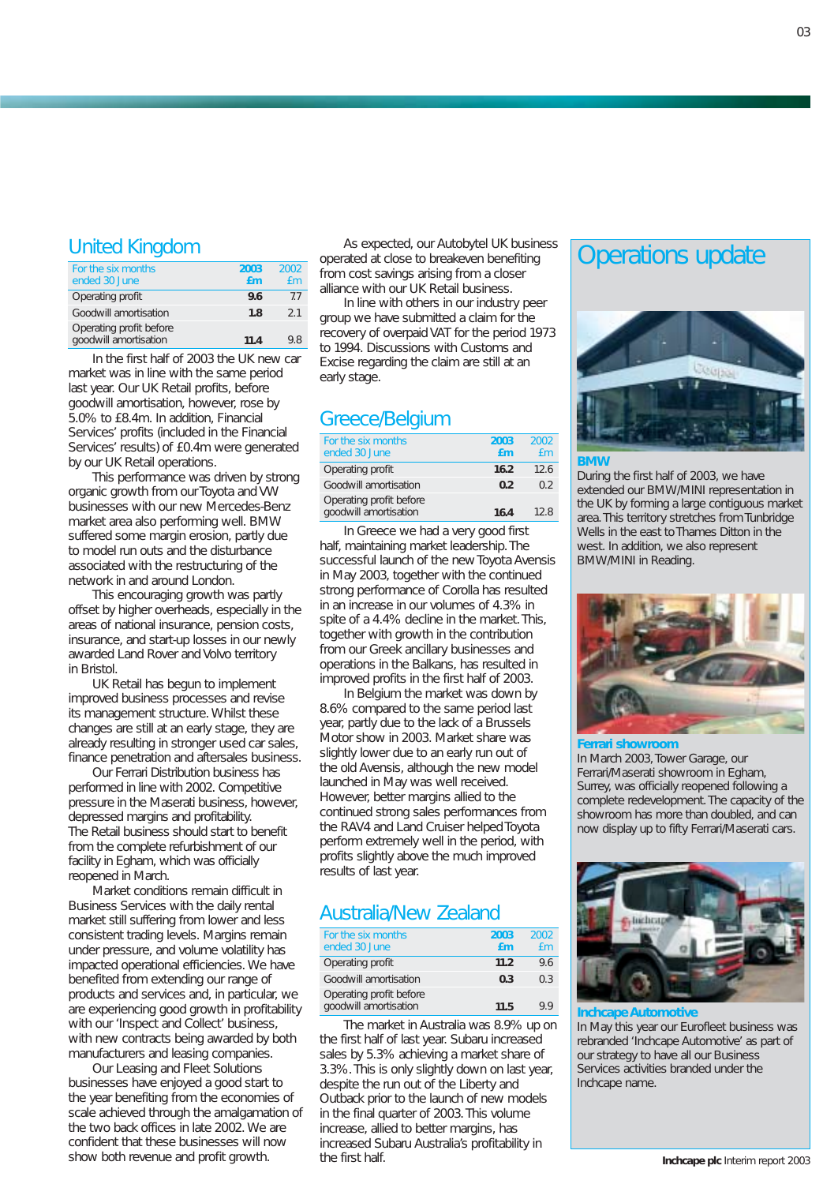## United Kingdom

| For the six months ended 30 June | 2003 £m | 2002 £m |
|---|---|---|
| Operating profit | 9.6 | 7.7 |
| Goodwill amortisation | 1.8 | 2.1 |
| Operating profit before goodwill amortisation | 11.4 | 9.8 |

In the first half of 2003 the UK new car market was in line with the same period last year. Our UK Retail profits, before goodwill amortisation, however, rose by 5.0% to £8.4m. In addition, Financial Services' profits (included in the Financial Services' results) of £0.4m were generated by our UK Retail operations.

This performance was driven by strong organic growth from our Toyota and VW businesses with our new Mercedes-Benz market area also performing well. BMW suffered some margin erosion, partly due to model run outs and the disturbance associated with the restructuring of the network in and around London.

This encouraging growth was partly offset by higher overheads, especially in the areas of national insurance, pension costs, insurance, and start-up losses in our newly awarded Land Rover and Volvo territory in Bristol.

UK Retail has begun to implement improved business processes and revise its management structure. Whilst these changes are still at an early stage, they are already resulting in stronger used car sales, finance penetration and aftersales business.

Our Ferrari Distribution business has performed in line with 2002. Competitive pressure in the Maserati business, however, depressed margins and profitability. The Retail business should start to benefit from the complete refurbishment of our facility in Egham, which was officially reopened in March.

Market conditions remain difficult in Business Services with the daily rental market still suffering from lower and less consistent trading levels. Margins remain under pressure, and volume volatility has impacted operational efficiencies. We have benefited from extending our range of products and services and, in particular, we are experiencing good growth in profitability with our 'Inspect and Collect' business, with new contracts being awarded by both manufacturers and leasing companies.

Our Leasing and Fleet Solutions businesses have enjoyed a good start to the year benefiting from the economies of scale achieved through the amalgamation of the two back offices in late 2002. We are confident that these businesses will now show both revenue and profit growth.

As expected, our Autobytel UK business operated at close to breakeven benefiting from cost savings arising from a closer alliance with our UK Retail business.

In line with others in our industry peer group we have submitted a claim for the recovery of overpaid VAT for the period 1973 to 1994. Discussions with Customs and Excise regarding the claim are still at an early stage.

## Greece/Belgium

| For the six months ended 30 June | 2003 £m | 2002 £m |
|---|---|---|
| Operating profit | 16.2 | 12.6 |
| Goodwill amortisation | 0.2 | 0.2 |
| Operating profit before goodwill amortisation | 16.4 | 12.8 |

In Greece we had a very good first half, maintaining market leadership. The successful launch of the new Toyota Avensis in May 2003, together with the continued strong performance of Corolla has resulted in an increase in our volumes of 4.3% in spite of a 4.4% decline in the market. This, together with growth in the contribution from our Greek ancillary businesses and operations in the Balkans, has resulted in improved profits in the first half of 2003.

In Belgium the market was down by 8.6% compared to the same period last year, partly due to the lack of a Brussels Motor show in 2003. Market share was slightly lower due to an early run out of the old Avensis, although the new model launched in May was well received. However, better margins allied to the continued strong sales performances from the RAV4 and Land Cruiser helped Toyota perform extremely well in the period, with profits slightly above the much improved results of last year.

## Australia/New Zealand

| For the six months ended 30 June | 2003 £m | 2002 £m |
|---|---|---|
| Operating profit | 11.2 | 9.6 |
| Goodwill amortisation | 0.3 | 0.3 |
| Operating profit before goodwill amortisation | 11.5 | 9.9 |

The market in Australia was 8.9% up on the first half of last year. Subaru increased sales by 5.3% achieving a market share of 3.3%. This is only slightly down on last year, despite the run out of the Liberty and Outback prior to the launch of new models in the final quarter of 2003. This volume increase, allied to better margins, has increased Subaru Australia's profitability in the first half.

# Operations update

**BMW**

During the first half of 2003, we have extended our BMW/MINI representation in the UK by forming a large contiguous market area. This territory stretches from Tunbridge Wells in the east to Thames Ditton in the west. In addition, we also represent BMW/MINI in Reading.

**Ferrari showroom**

In March 2003, Tower Garage, our Ferrari/Maserati showroom in Egham, Surrey, was officially reopened following a complete redevelopment. The capacity of the showroom has more than doubled, and can now display up to fifty Ferrari/Maserati cars.

**Inchcape Automotive**

In May this year our Eurofleet business was rebranded 'Inchcape Automotive' as part of our strategy to have all our Business Services activities branded under the Inchcape name.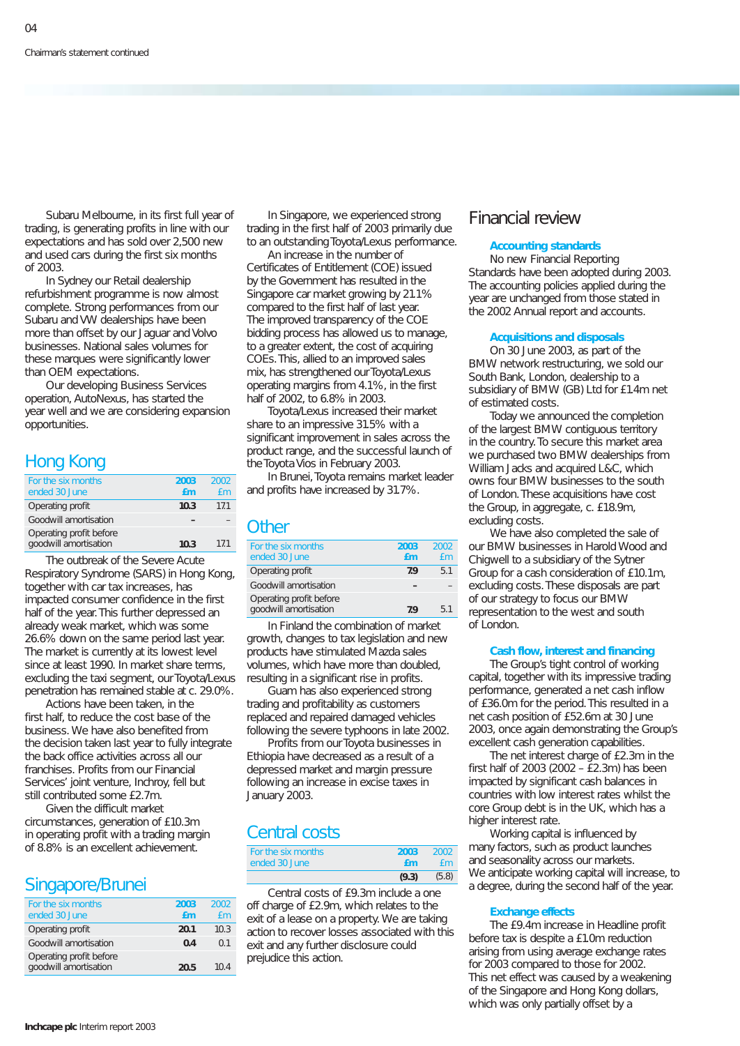Subaru Melbourne, in its first full year of trading, is generating profits in line with our expectations and has sold over 2,500 new and used cars during the first six months of 2003.

In Sydney our Retail dealership refurbishment programme is now almost complete. Strong performances from our Subaru and VW dealerships have been more than offset by our Jaguar and Volvo businesses. National sales volumes for these marques were significantly lower than OEM expectations.

Our developing Business Services operation, AutoNexus, has started the year well and we are considering expansion opportunities.

## Hong Kong

| For the six months ended 30 June | 2003 £m | 2002 £m |
|---|---|---|
| Operating profit | 10.3 | 17.1 |
| Goodwill amortisation | – | – |
| Operating profit before goodwill amortisation | 10.3 | 17.1 |

The outbreak of the Severe Acute Respiratory Syndrome (SARS) in Hong Kong, together with car tax increases, has impacted consumer confidence in the first half of the year. This further depressed an already weak market, which was some 26.6% down on the same period last year. The market is currently at its lowest level since at least 1990. In market share terms, excluding the taxi segment, our Toyota/Lexus penetration has remained stable at c. 29.0%.

Actions have been taken, in the first half, to reduce the cost base of the business. We have also benefited from the decision taken last year to fully integrate the back office activities across all our franchises. Profits from our Financial Services' joint venture, Inchroy, fell but still contributed some £2.7m.

Given the difficult market circumstances, generation of £10.3m in operating profit with a trading margin of 8.8% is an excellent achievement.

## Singapore/Brunei

| For the six months ended 30 June | 2003 £m | 2002 £m |
|---|---|---|
| Operating profit | 20.1 | 10.3 |
| Goodwill amortisation | 0.4 | 0.1 |
| Operating profit before goodwill amortisation | 20.5 | 10.4 |

In Singapore, we experienced strong trading in the first half of 2003 primarily due to an outstanding Toyota/Lexus performance.

An increase in the number of Certificates of Entitlement (COE) issued by the Government has resulted in the Singapore car market growing by 21.1% compared to the first half of last year. The improved transparency of the COE bidding process has allowed us to manage, to a greater extent, the cost of acquiring COEs. This, allied to an improved sales mix, has strengthened our Toyota/Lexus operating margins from 4.1%, in the first half of 2002, to 6.8% in 2003.

Toyota/Lexus increased their market share to an impressive 31.5% with a significant improvement in sales across the product range, and the successful launch of the Toyota Vios in February 2003.

In Brunei, Toyota remains market leader and profits have increased by 31.7%.

## Other

| For the six months ended 30 June | 2003 £m | 2002 £m |
|---|---|---|
| Operating profit | 7.9 | 5.1 |
| Goodwill amortisation | – | – |
| Operating profit before goodwill amortisation | 7.9 | 5.1 |

In Finland the combination of market growth, changes to tax legislation and new products have stimulated Mazda sales volumes, which have more than doubled, resulting in a significant rise in profits.

Guam has also experienced strong trading and profitability as customers replaced and repaired damaged vehicles following the severe typhoons in late 2002.

Profits from our Toyota businesses in Ethiopia have decreased as a result of a depressed market and margin pressure following an increase in excise taxes in January 2003.

## Central costs

| For the six months ended 30 June | 2003 £m | 2002 £m |
|---|---|---|
| | (9.3) | (5.8) |

Central costs of £9.3m include a one off charge of £2.9m, which relates to the exit of a lease on a property. We are taking action to recover losses associated with this exit and any further disclosure could prejudice this action.

# Financial review

### Accounting standards

No new Financial Reporting Standards have been adopted during 2003. The accounting policies applied during the year are unchanged from those stated in the 2002 Annual report and accounts.

### Acquisitions and disposals

On 30 June 2003, as part of the BMW network restructuring, we sold our South Bank, London, dealership to a subsidiary of BMW (GB) Ltd for £1.4m net of estimated costs.

Today we announced the completion of the largest BMW contiguous territory in the country. To secure this market area we purchased two BMW dealerships from William Jacks and acquired L&C, which owns four BMW businesses to the south of London. These acquisitions have cost the Group, in aggregate, c. £18.9m, excluding costs.

We have also completed the sale of our BMW businesses in Harold Wood and Chigwell to a subsidiary of the Sytner Group for a cash consideration of £10.1m, excluding costs. These disposals are part of our strategy to focus our BMW representation to the west and south of London.

### Cash flow, interest and financing

The Group's tight control of working capital, together with its impressive trading performance, generated a net cash inflow of £36.0m for the period. This resulted in a net cash position of £52.6m at 30 June 2003, once again demonstrating the Group's excellent cash generation capabilities.

The net interest charge of £2.3m in the first half of 2003 (2002 – £2.3m) has been impacted by significant cash balances in countries with low interest rates whilst the core Group debt is in the UK, which has a higher interest rate.

Working capital is influenced by many factors, such as product launches and seasonality across our markets. We anticipate working capital will increase, to a degree, during the second half of the year.

### Exchange effects

The £9.4m increase in Headline profit before tax is despite a £1.0m reduction arising from using average exchange rates for 2003 compared to those for 2002. This net effect was caused by a weakening of the Singapore and Hong Kong dollars, which was only partially offset by a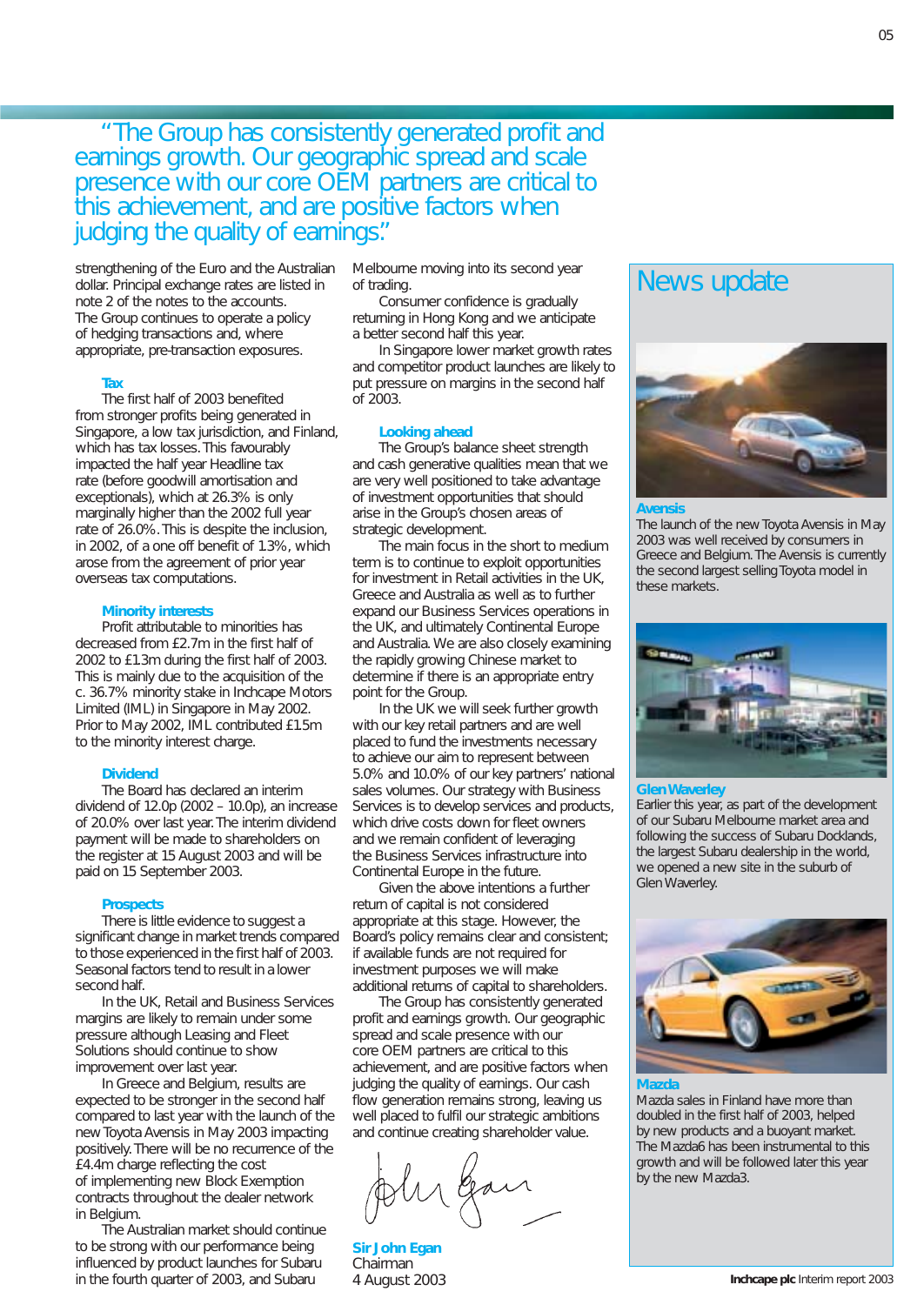> "The Group has consistently generated profit and earnings growth. Our geographic spread and scale presence with our core OEM partners are critical to this achievement, and are positive factors when judging the quality of earnings."

strengthening of the Euro and the Australian dollar. Principal exchange rates are listed in note 2 of the notes to the accounts. The Group continues to operate a policy of hedging transactions and, where appropriate, pre-transaction exposures.

### Tax

The first half of 2003 benefited from stronger profits being generated in Singapore, a low tax jurisdiction, and Finland, which has tax losses. This favourably impacted the half year Headline tax rate (before goodwill amortisation and exceptionals), which at 26.3% is only marginally higher than the 2002 full year rate of 26.0%. This is despite the inclusion, in 2002, of a one off benefit of 1.3%, which arose from the agreement of prior year overseas tax computations.

### Minority interests

Profit attributable to minorities has decreased from £2.7m in the first half of 2002 to £1.3m during the first half of 2003. This is mainly due to the acquisition of the c. 36.7% minority stake in Inchcape Motors Limited (IML) in Singapore in May 2002. Prior to May 2002, IML contributed £1.5m to the minority interest charge.

### Dividend

The Board has declared an interim dividend of 12.0p (2002 – 10.0p), an increase of 20.0% over last year. The interim dividend payment will be made to shareholders on the register at 15 August 2003 and will be paid on 15 September 2003.

### Prospects

There is little evidence to suggest a significant change in market trends compared to those experienced in the first half of 2003. Seasonal factors tend to result in a lower second half.

In the UK, Retail and Business Services margins are likely to remain under some pressure although Leasing and Fleet Solutions should continue to show improvement over last year.

In Greece and Belgium, results are expected to be stronger in the second half compared to last year with the launch of the new Toyota Avensis in May 2003 impacting positively. There will be no recurrence of the £4.4m charge reflecting the cost of implementing new Block Exemption contracts throughout the dealer network in Belgium.

The Australian market should continue to be strong with our performance being influenced by product launches for Subaru in the fourth quarter of 2003, and Subaru Melbourne moving into its second year of trading.

Consumer confidence is gradually returning in Hong Kong and we anticipate a better second half this year.

In Singapore lower market growth rates and competitor product launches are likely to put pressure on margins in the second half of 2003.

### Looking ahead

The Group's balance sheet strength and cash generative qualities mean that we are very well positioned to take advantage of investment opportunities that should arise in the Group's chosen areas of strategic development.

The main focus in the short to medium term is to continue to exploit opportunities for investment in Retail activities in the UK, Greece and Australia as well as to further expand our Business Services operations in the UK, and ultimately Continental Europe and Australia. We are also closely examining the rapidly growing Chinese market to determine if there is an appropriate entry point for the Group.

In the UK we will seek further growth with our key retail partners and are well placed to fund the investments necessary to achieve our aim to represent between 5.0% and 10.0% of our key partners' national sales volumes. Our strategy with Business Services is to develop services and products, which drive costs down for fleet owners and we remain confident of leveraging the Business Services infrastructure into Continental Europe in the future.

Given the above intentions a further return of capital is not considered appropriate at this stage. However, the Board's policy remains clear and consistent; if available funds are not required for investment purposes we will make additional returns of capital to shareholders.

The Group has consistently generated profit and earnings growth. Our geographic spread and scale presence with our core OEM partners are critical to this achievement, and are positive factors when judging the quality of earnings. Our cash flow generation remains strong, leaving us well placed to fulfil our strategic ambitions and continue creating shareholder value.

**Sir John Egan**
Chairman
4 August 2003

## News update

**Avensis**
The launch of the new Toyota Avensis in May 2003 was well received by consumers in Greece and Belgium. The Avensis is currently the second largest selling Toyota model in these markets.

**Glen Waverley**
Earlier this year, as part of the development of our Subaru Melbourne market area and following the success of Subaru Docklands, the largest Subaru dealership in the world, we opened a new site in the suburb of Glen Waverley.

**Mazda**
Mazda sales in Finland have more than doubled in the first half of 2003, helped by new products and a buoyant market. The Mazda6 has been instrumental to this growth and will be followed later this year by the new Mazda3.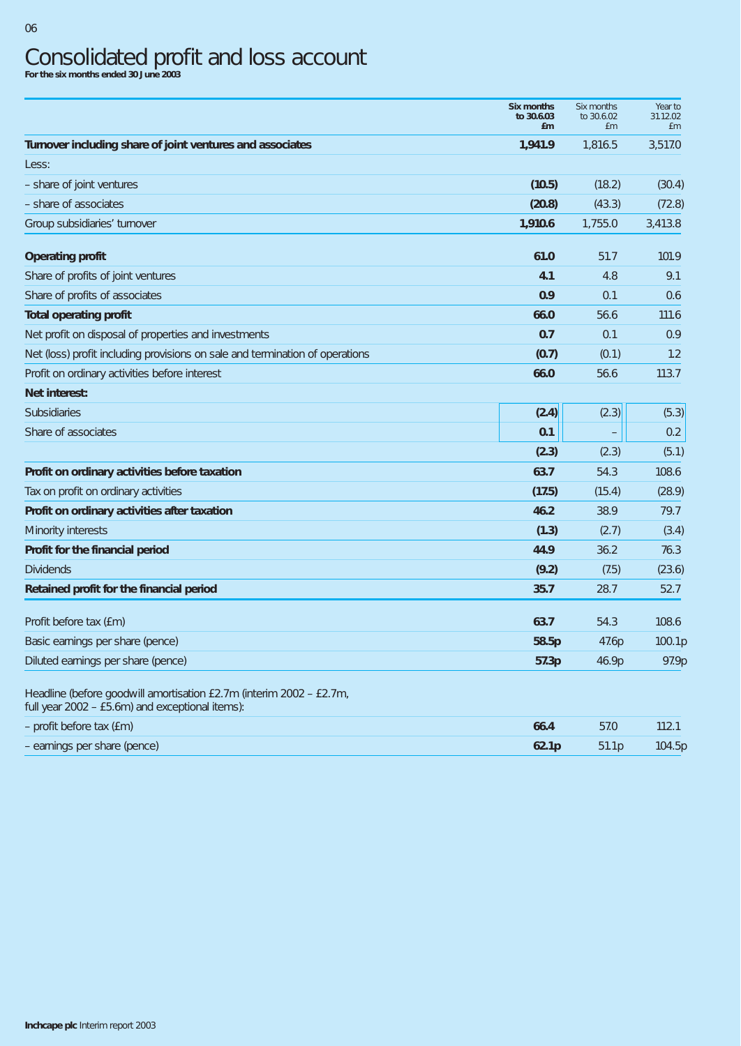# Consolidated profit and loss account

**For the six months ended 30 June 2003**

| | **Six months to 30.6.03 £m** | Six months to 30.6.02 £m | Year to 31.12.02 £m |
|---|---|---|---|
| **Turnover including share of joint ventures and associates** | **1,941.9** | 1,816.5 | 3,517.0 |
| Less: | | | |
| – share of joint ventures | **(10.5)** | (18.2) | (30.4) |
| – share of associates | **(20.8)** | (43.3) | (72.8) |
| Group subsidiaries' turnover | **1,910.6** | 1,755.0 | 3,413.8 |
| **Operating profit** | **61.0** | 51.7 | 101.9 |
| Share of profits of joint ventures | **4.1** | 4.8 | 9.1 |
| Share of profits of associates | **0.9** | 0.1 | 0.6 |
| **Total operating profit** | **66.0** | 56.6 | 111.6 |
| Net profit on disposal of properties and investments | **0.7** | 0.1 | 0.9 |
| Net (loss) profit including provisions on sale and termination of operations | **(0.7)** | (0.1) | 1.2 |
| Profit on ordinary activities before interest | **66.0** | 56.6 | 113.7 |
| **Net interest:** | | | |
| Subsidiaries | **(2.4)** | (2.3) | (5.3) |
| Share of associates | **0.1** | – | 0.2 |
| | **(2.3)** | (2.3) | (5.1) |
| **Profit on ordinary activities before taxation** | **63.7** | 54.3 | 108.6 |
| Tax on profit on ordinary activities | **(17.5)** | (15.4) | (28.9) |
| **Profit on ordinary activities after taxation** | **46.2** | 38.9 | 79.7 |
| Minority interests | **(1.3)** | (2.7) | (3.4) |
| **Profit for the financial period** | **44.9** | 36.2 | 76.3 |
| Dividends | **(9.2)** | (7.5) | (23.6) |
| **Retained profit for the financial period** | **35.7** | 28.7 | 52.7 |
| Profit before tax (£m) | **63.7** | 54.3 | 108.6 |
| Basic earnings per share (pence) | **58.5p** | 47.6p | 100.1p |
| Diluted earnings per share (pence) | **57.3p** | 46.9p | 97.9p |
| Headline (before goodwill amortisation £2.7m (interim 2002 – £2.7m, full year 2002 – £5.6m) and exceptional items): | | | |
| – profit before tax (£m) | **66.4** | 57.0 | 112.1 |
| – earnings per share (pence) | **62.1p** | 51.1p | 104.5p |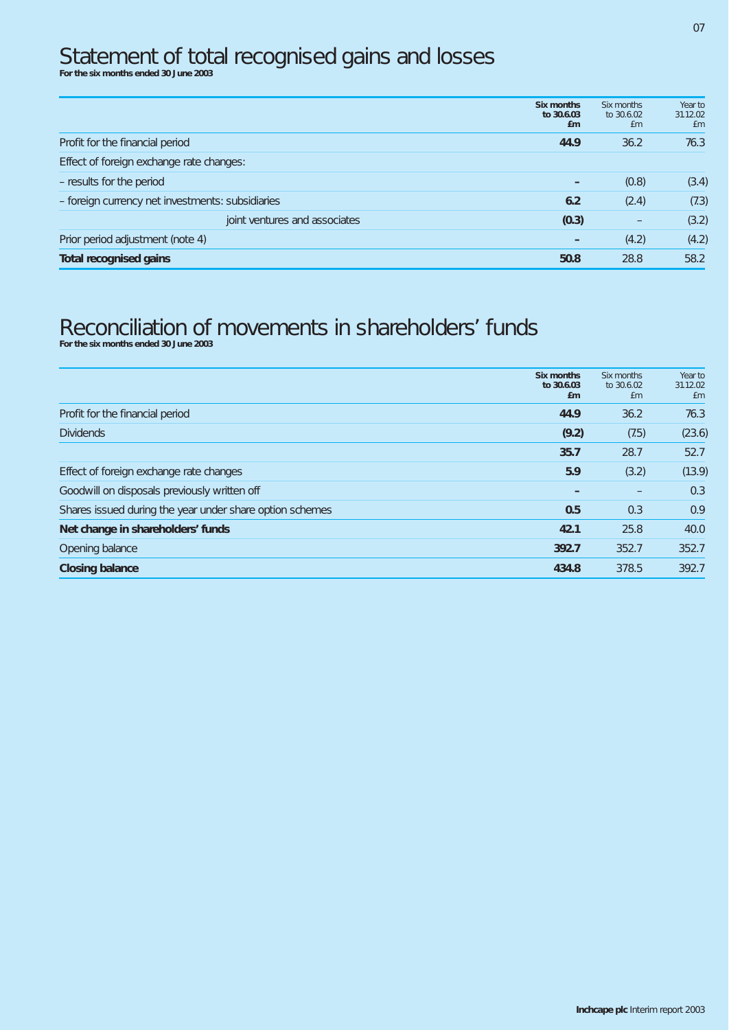# Statement of total recognised gains and losses

**For the six months ended 30 June 2003**

| | **Six months to 30.6.03 £m** | Six months to 30.6.02 £m | Year to 31.12.02 £m |
|---|---|---|---|
| Profit for the financial period | **44.9** | 36.2 | 76.3 |
| Effect of foreign exchange rate changes: | | | |
| – results for the period | **–** | (0.8) | (3.4) |
| – foreign currency net investments: subsidiaries | **6.2** | (2.4) | (7.3) |
| joint ventures and associates | **(0.3)** | – | (3.2) |
| Prior period adjustment (note 4) | **–** | (4.2) | (4.2) |
| **Total recognised gains** | **50.8** | 28.8 | 58.2 |

# Reconciliation of movements in shareholders' funds

**For the six months ended 30 June 2003**

| | **Six months to 30.6.03 £m** | Six months to 30.6.02 £m | Year to 31.12.02 £m |
|---|---|---|---|
| Profit for the financial period | **44.9** | 36.2 | 76.3 |
| Dividends | **(9.2)** | (7.5) | (23.6) |
| | **35.7** | 28.7 | 52.7 |
| Effect of foreign exchange rate changes | **5.9** | (3.2) | (13.9) |
| Goodwill on disposals previously written off | **–** | – | 0.3 |
| Shares issued during the year under share option schemes | **0.5** | 0.3 | 0.9 |
| **Net change in shareholders' funds** | **42.1** | 25.8 | 40.0 |
| Opening balance | **392.7** | 352.7 | 352.7 |
| **Closing balance** | **434.8** | 378.5 | 392.7 |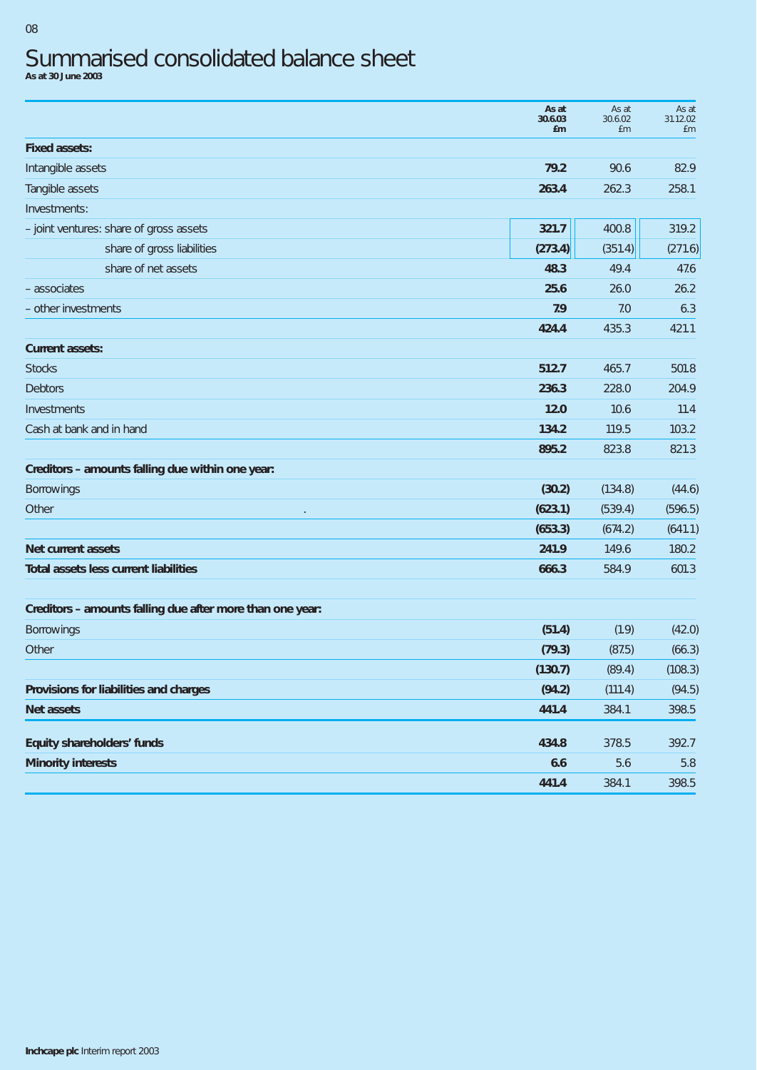# Summarised consolidated balance sheet

**As at 30 June 2003**

| | **As at 30.6.03 £m** | As at 30.6.02 £m | As at 31.12.02 £m |
|---|---|---|---|
| **Fixed assets:** | | | |
| Intangible assets | **79.2** | 90.6 | 82.9 |
| Tangible assets | **263.4** | 262.3 | 258.1 |
| Investments: | | | |
| – joint ventures: share of gross assets | **321.7** | 400.8 | 319.2 |
| share of gross liabilities | **(273.4)** | (351.4) | (271.6) |
| share of net assets | **48.3** | 49.4 | 47.6 |
| – associates | **25.6** | 26.0 | 26.2 |
| – other investments | **7.9** | 7.0 | 6.3 |
| | **424.4** | 435.3 | 421.1 |
| **Current assets:** | | | |
| Stocks | **512.7** | 465.7 | 501.8 |
| Debtors | **236.3** | 228.0 | 204.9 |
| Investments | **12.0** | 10.6 | 11.4 |
| Cash at bank and in hand | **134.2** | 119.5 | 103.2 |
| | **895.2** | 823.8 | 821.3 |
| **Creditors – amounts falling due within one year:** | | | |
| Borrowings | **(30.2)** | (134.8) | (44.6) |
| Other | **(623.1)** | (539.4) | (596.5) |
| | **(653.3)** | (674.2) | (641.1) |
| **Net current assets** | **241.9** | 149.6 | 180.2 |
| **Total assets less current liabilities** | **666.3** | 584.9 | 601.3 |
| **Creditors – amounts falling due after more than one year:** | | | |
| Borrowings | **(51.4)** | (1.9) | (42.0) |
| Other | **(79.3)** | (87.5) | (66.3) |
| | **(130.7)** | (89.4) | (108.3) |
| **Provisions for liabilities and charges** | **(94.2)** | (111.4) | (94.5) |
| **Net assets** | **441.4** | 384.1 | 398.5 |
| **Equity shareholders' funds** | **434.8** | 378.5 | 392.7 |
| **Minority interests** | **6.6** | 5.6 | 5.8 |
| | **441.4** | 384.1 | 398.5 |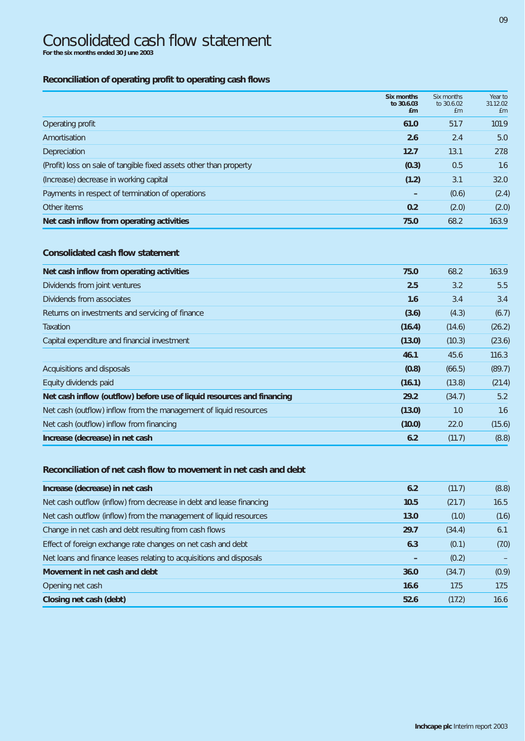# Consolidated cash flow statement

**For the six months ended 30 June 2003**

### Reconciliation of operating profit to operating cash flows

| | **Six months to 30.6.03 £m** | Six months to 30.6.02 £m | Year to 31.12.02 £m |
|---|---|---|---|
| Operating profit | **61.0** | 51.7 | 101.9 |
| Amortisation | **2.6** | 2.4 | 5.0 |
| Depreciation | **12.7** | 13.1 | 27.8 |
| (Profit) loss on sale of tangible fixed assets other than property | **(0.3)** | 0.5 | 1.6 |
| (Increase) decrease in working capital | **(1.2)** | 3.1 | 32.0 |
| Payments in respect of termination of operations | **–** | (0.6) | (2.4) |
| Other items | **0.2** | (2.0) | (2.0) |
| **Net cash inflow from operating activities** | **75.0** | 68.2 | 163.9 |

### Consolidated cash flow statement

| | **Six months to 30.6.03 £m** | Six months to 30.6.02 £m | Year to 31.12.02 £m |
|---|---|---|---|
| **Net cash inflow from operating activities** | **75.0** | 68.2 | 163.9 |
| Dividends from joint ventures | **2.5** | 3.2 | 5.5 |
| Dividends from associates | **1.6** | 3.4 | 3.4 |
| Returns on investments and servicing of finance | **(3.6)** | (4.3) | (6.7) |
| Taxation | **(16.4)** | (14.6) | (26.2) |
| Capital expenditure and financial investment | **(13.0)** | (10.3) | (23.6) |
| | **46.1** | 45.6 | 116.3 |
| Acquisitions and disposals | **(0.8)** | (66.5) | (89.7) |
| Equity dividends paid | **(16.1)** | (13.8) | (21.4) |
| **Net cash inflow (outflow) before use of liquid resources and financing** | **29.2** | (34.7) | 5.2 |
| Net cash (outflow) inflow from the management of liquid resources | **(13.0)** | 1.0 | 1.6 |
| Net cash (outflow) inflow from financing | **(10.0)** | 22.0 | (15.6) |
| **Increase (decrease) in net cash** | **6.2** | (11.7) | (8.8) |

### Reconciliation of net cash flow to movement in net cash and debt

| | **Six months to 30.6.03 £m** | Six months to 30.6.02 £m | Year to 31.12.02 £m |
|---|---|---|---|
| **Increase (decrease) in net cash** | **6.2** | (11.7) | (8.8) |
| Net cash outflow (inflow) from decrease in debt and lease financing | **10.5** | (21.7) | 16.5 |
| Net cash outflow (inflow) from the management of liquid resources | **13.0** | (1.0) | (1.6) |
| Change in net cash and debt resulting from cash flows | **29.7** | (34.4) | 6.1 |
| Effect of foreign exchange rate changes on net cash and debt | **6.3** | (0.1) | (7.0) |
| Net loans and finance leases relating to acquisitions and disposals | **–** | (0.2) | – |
| **Movement in net cash and debt** | **36.0** | (34.7) | (0.9) |
| Opening net cash | **16.6** | 17.5 | 17.5 |
| **Closing net cash (debt)** | **52.6** | (17.2) | 16.6 |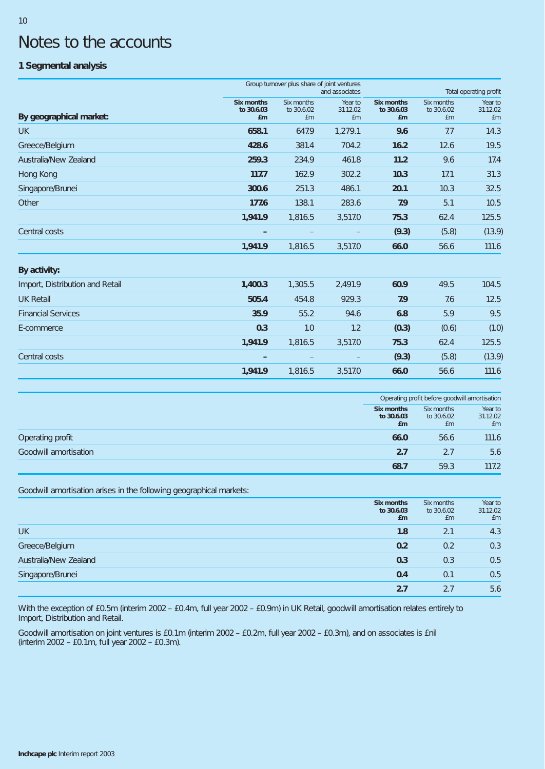# Notes to the accounts

## 1 Segmental analysis

| By geographical market: | Group turnover plus share of joint ventures and associates | | | Total operating profit | | |
|---|---|---|---|---|---|---|
| | **Six months to 30.6.03 £m** | Six months to 30.6.02 £m | Year to 31.12.02 £m | **Six months to 30.6.03 £m** | Six months to 30.6.02 £m | Year to 31.12.02 £m |
| UK | **658.1** | 647.9 | 1,279.1 | **9.6** | 7.7 | 14.3 |
| Greece/Belgium | **428.6** | 381.4 | 704.2 | **16.2** | 12.6 | 19.5 |
| Australia/New Zealand | **259.3** | 234.9 | 461.8 | **11.2** | 9.6 | 17.4 |
| Hong Kong | **117.7** | 162.9 | 302.2 | **10.3** | 17.1 | 31.3 |
| Singapore/Brunei | **300.6** | 251.3 | 486.1 | **20.1** | 10.3 | 32.5 |
| Other | **177.6** | 138.1 | 283.6 | **7.9** | 5.1 | 10.5 |
| | **1,941.9** | 1,816.5 | 3,517.0 | **75.3** | 62.4 | 125.5 |
| Central costs | **–** | – | – | **(9.3)** | (5.8) | (13.9) |
| | **1,941.9** | 1,816.5 | 3,517.0 | **66.0** | 56.6 | 111.6 |
| **By activity:** | | | | | | |
| Import, Distribution and Retail | **1,400.3** | 1,305.5 | 2,491.9 | **60.9** | 49.5 | 104.5 |
| UK Retail | **505.4** | 454.8 | 929.3 | **7.9** | 7.6 | 12.5 |
| Financial Services | **35.9** | 55.2 | 94.6 | **6.8** | 5.9 | 9.5 |
| E-commerce | **0.3** | 1.0 | 1.2 | **(0.3)** | (0.6) | (1.0) |
| | **1,941.9** | 1,816.5 | 3,517.0 | **75.3** | 62.4 | 125.5 |
| Central costs | **–** | – | – | **(9.3)** | (5.8) | (13.9) |
| | **1,941.9** | 1,816.5 | 3,517.0 | **66.0** | 56.6 | 111.6 |

| | Operating profit before goodwill amortisation | | |
|---|---|---|---|
| | **Six months to 30.6.03 £m** | Six months to 30.6.02 £m | Year to 31.12.02 £m |
| Operating profit | **66.0** | 56.6 | 111.6 |
| Goodwill amortisation | **2.7** | 2.7 | 5.6 |
| | **68.7** | 59.3 | 117.2 |

Goodwill amortisation arises in the following geographical markets:

| | **Six months to 30.6.03 £m** | Six months to 30.6.02 £m | Year to 31.12.02 £m |
|---|---|---|---|
| UK | **1.8** | 2.1 | 4.3 |
| Greece/Belgium | **0.2** | 0.2 | 0.3 |
| Australia/New Zealand | **0.3** | 0.3 | 0.5 |
| Singapore/Brunei | **0.4** | 0.1 | 0.5 |
| | **2.7** | 2.7 | 5.6 |

With the exception of £0.5m (interim 2002 – £0.4m, full year 2002 – £0.9m) in UK Retail, goodwill amortisation relates entirely to Import, Distribution and Retail.

Goodwill amortisation on joint ventures is £0.1m (interim 2002 – £0.2m, full year 2002 – £0.3m), and on associates is £nil (interim 2002 – £0.1m, full year 2002 – £0.3m).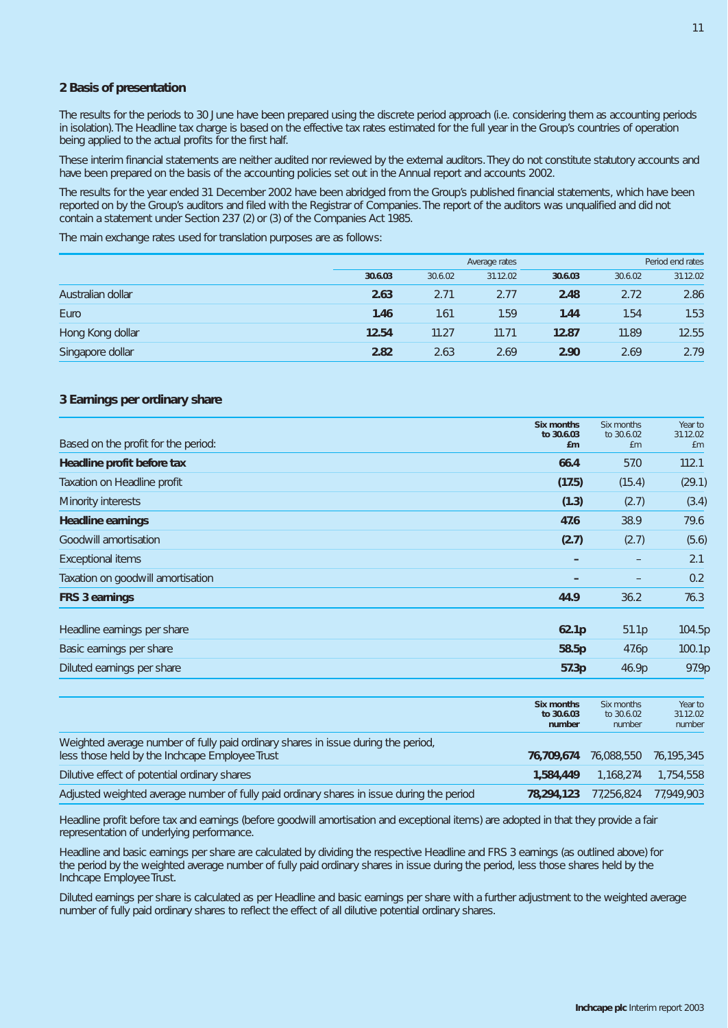## 2 Basis of presentation

The results for the periods to 30 June have been prepared using the discrete period approach (i.e. considering them as accounting periods in isolation). The Headline tax charge is based on the effective tax rates estimated for the full year in the Group's countries of operation being applied to the actual profits for the first half.

These interim financial statements are neither audited nor reviewed by the external auditors. They do not constitute statutory accounts and have been prepared on the basis of the accounting policies set out in the Annual report and accounts 2002.

The results for the year ended 31 December 2002 have been abridged from the Group's published financial statements, which have been reported on by the Group's auditors and filed with the Registrar of Companies. The report of the auditors was unqualified and did not contain a statement under Section 237 (2) or (3) of the Companies Act 1985.

The main exchange rates used for translation purposes are as follows:

| | Average rates | | | Period end rates | | |
|---|---|---|---|---|---|---|
| | **30.6.03** | 30.6.02 | 31.12.02 | **30.6.03** | 30.6.02 | 31.12.02 |
| Australian dollar | **2.63** | 2.71 | 2.77 | **2.48** | 2.72 | 2.86 |
| Euro | **1.46** | 1.61 | 1.59 | **1.44** | 1.54 | 1.53 |
| Hong Kong dollar | **12.54** | 11.27 | 11.71 | **12.87** | 11.89 | 12.55 |
| Singapore dollar | **2.82** | 2.63 | 2.69 | **2.90** | 2.69 | 2.79 |

## 3 Earnings per ordinary share

| Based on the profit for the period: | **Six months to 30.6.03 £m** | Six months to 30.6.02 £m | Year to 31.12.02 £m |
|---|---|---|---|
| **Headline profit before tax** | **66.4** | 57.0 | 112.1 |
| Taxation on Headline profit | **(17.5)** | (15.4) | (29.1) |
| Minority interests | **(1.3)** | (2.7) | (3.4) |
| **Headline earnings** | **47.6** | 38.9 | 79.6 |
| Goodwill amortisation | **(2.7)** | (2.7) | (5.6) |
| Exceptional items | **–** | – | 2.1 |
| Taxation on goodwill amortisation | **–** | – | 0.2 |
| **FRS 3 earnings** | **44.9** | 36.2 | 76.3 |
| Headline earnings per share | **62.1p** | 51.1p | 104.5p |
| Basic earnings per share | **58.5p** | 47.6p | 100.1p |
| Diluted earnings per share | **57.3p** | 46.9p | 97.9p |

| | **Six months to 30.6.03 number** | Six months to 30.6.02 number | Year to 31.12.02 number |
|---|---|---|---|
| Weighted average number of fully paid ordinary shares in issue during the period, less those held by the Inchcape Employee Trust | **76,709,674** | 76,088,550 | 76,195,345 |
| Dilutive effect of potential ordinary shares | **1,584,449** | 1,168,274 | 1,754,558 |
| Adjusted weighted average number of fully paid ordinary shares in issue during the period | **78,294,123** | 77,256,824 | 77,949,903 |

Headline profit before tax and earnings (before goodwill amortisation and exceptional items) are adopted in that they provide a fair representation of underlying performance.

Headline and basic earnings per share are calculated by dividing the respective Headline and FRS 3 earnings (as outlined above) for the period by the weighted average number of fully paid ordinary shares in issue during the period, less those shares held by the Inchcape Employee Trust.

Diluted earnings per share is calculated as per Headline and basic earnings per share with a further adjustment to the weighted average number of fully paid ordinary shares to reflect the effect of all dilutive potential ordinary shares.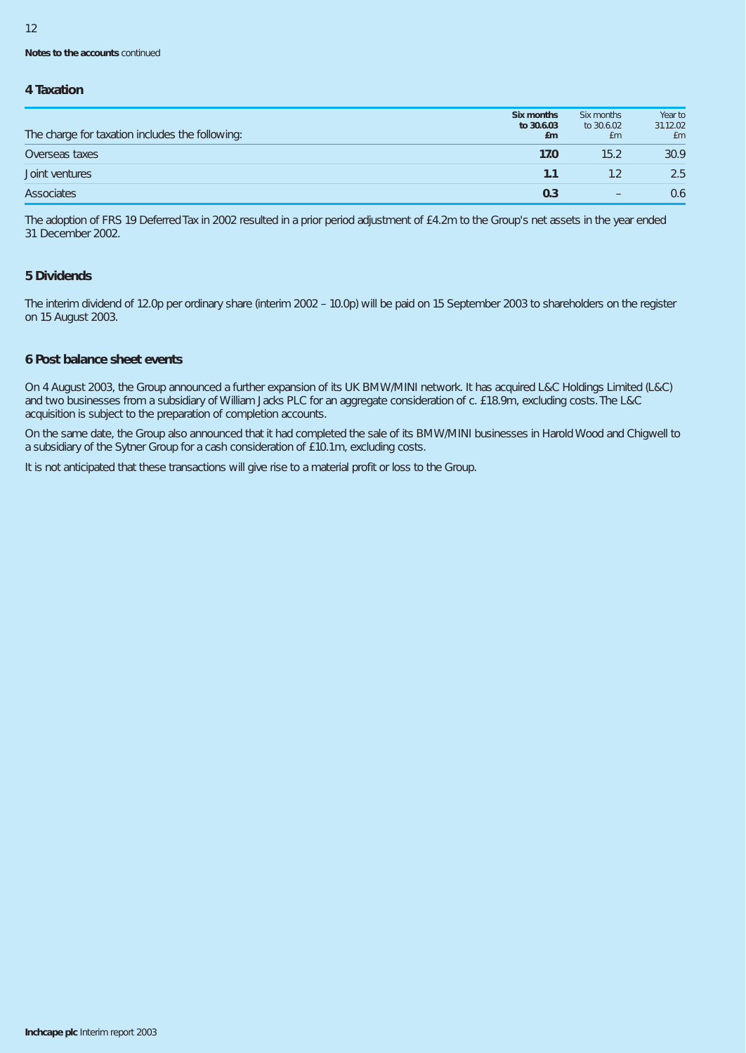**Notes to the accounts** continued

## 4 Taxation

| The charge for taxation includes the following: | **Six months to 30.6.03 £m** | Six months to 30.6.02 £m | Year to 31.12.02 £m |
|---|---|---|---|
| Overseas taxes | **17.0** | 15.2 | 30.9 |
| Joint ventures | **1.1** | 1.2 | 2.5 |
| Associates | **0.3** | – | 0.6 |

The adoption of FRS 19 Deferred Tax in 2002 resulted in a prior period adjustment of £4.2m to the Group's net assets in the year ended 31 December 2002.

## 5 Dividends

The interim dividend of 12.0p per ordinary share (interim 2002 – 10.0p) will be paid on 15 September 2003 to shareholders on the register on 15 August 2003.

## 6 Post balance sheet events

On 4 August 2003, the Group announced a further expansion of its UK BMW/MINI network. It has acquired L&C Holdings Limited (L&C) and two businesses from a subsidiary of William Jacks PLC for an aggregate consideration of c. £18.9m, excluding costs. The L&C acquisition is subject to the preparation of completion accounts.

On the same date, the Group also announced that it had completed the sale of its BMW/MINI businesses in Harold Wood and Chigwell to a subsidiary of the Sytner Group for a cash consideration of £10.1m, excluding costs.

It is not anticipated that these transactions will give rise to a material profit or loss to the Group.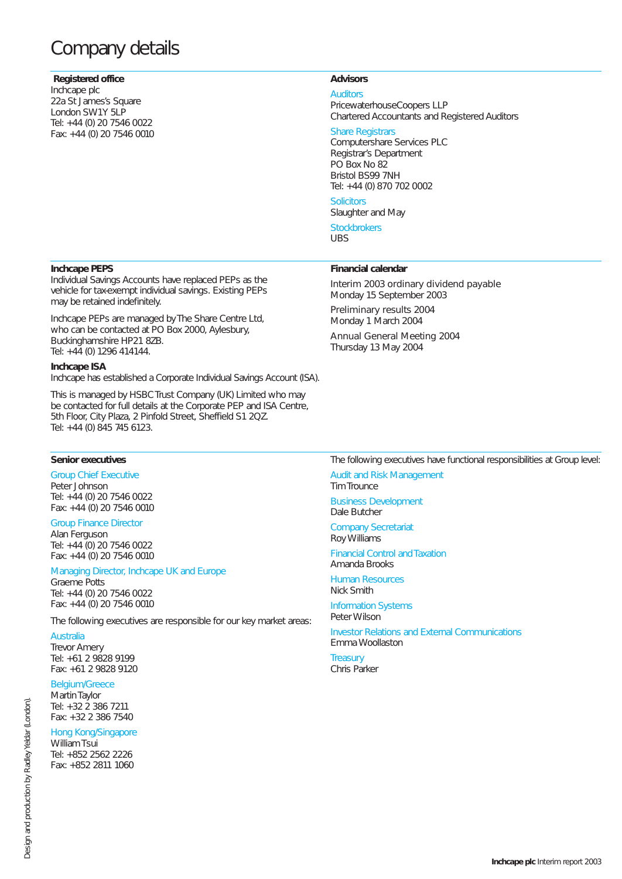# Company details

**Registered office**

Inchcape plc
22a St James's Square
London SW1Y 5LP
Tel: +44 (0) 20 7546 0022
Fax: +44 (0) 20 7546 0010

**Advisors**

Auditors
PricewaterhouseCoopers LLP
Chartered Accountants and Registered Auditors

Share Registrars
Computershare Services PLC
Registrar's Department
PO Box No 82
Bristol BS99 7NH
Tel: +44 (0) 870 702 0002

Solicitors
Slaughter and May

Stockbrokers
UBS

**Inchcape PEPS**

Individual Savings Accounts have replaced PEPs as the vehicle for tax-exempt individual savings. Existing PEPs may be retained indefinitely.

Inchcape PEPs are managed by The Share Centre Ltd, who can be contacted at PO Box 2000, Aylesbury, Buckinghamshire HP21 8ZB.
Tel: +44 (0) 1296 414144.

**Inchcape ISA**

Inchcape has established a Corporate Individual Savings Account (ISA).

This is managed by HSBC Trust Company (UK) Limited who may be contacted for full details at the Corporate PEP and ISA Centre, 5th Floor, City Plaza, 2 Pinfold Street, Sheffield S1 2QZ.
Tel: +44 (0) 845 745 6123.

**Financial calendar**

Interim 2003 ordinary dividend payable
Monday 15 September 2003

Preliminary results 2004
Monday 1 March 2004

Annual General Meeting 2004
Thursday 13 May 2004

**Senior executives**

Group Chief Executive
Peter Johnson
Tel: +44 (0) 20 7546 0022
Fax: +44 (0) 20 7546 0010

Group Finance Director
Alan Ferguson
Tel: +44 (0) 20 7546 0022
Fax: +44 (0) 20 7546 0010

Managing Director, Inchcape UK and Europe
Graeme Potts
Tel: +44 (0) 20 7546 0022
Fax: +44 (0) 20 7546 0010

The following executives are responsible for our key market areas:

Australia
Trevor Amery
Tel: +61 2 9828 9199
Fax: +61 2 9828 9120

Belgium/Greece
Martin Taylor
Tel: +32 2 386 7211
Fax: +32 2 386 7540

Hong Kong/Singapore
William Tsui
Tel: +852 2562 2226
Fax: +852 2811 1060

The following executives have functional responsibilities at Group level:

Audit and Risk Management
Tim Trounce

Business Development
Dale Butcher

Company Secretariat
Roy Williams

Financial Control and Taxation
Amanda Brooks

Human Resources
Nick Smith

Information Systems
Peter Wilson

Investor Relations and External Communications
Emma Woollaston

Treasury
Chris Parker

Design and production by Radley Yeldar (London).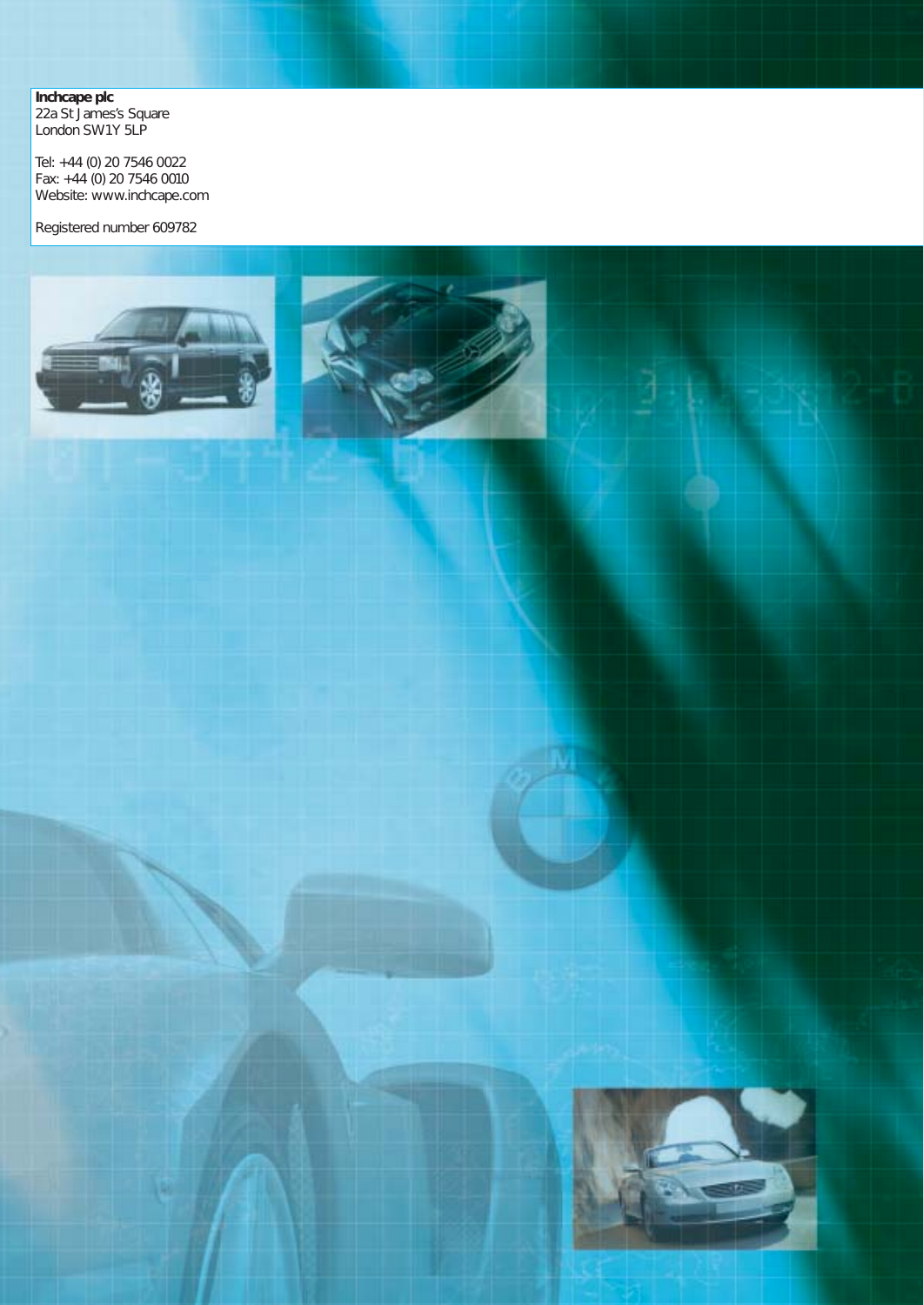**Inchcape plc**
22a St James's Square
London SW1Y 5LP

Tel: +44 (0) 20 7546 0022
Fax: +44 (0) 20 7546 0010
Website: www.inchcape.com

Registered number 609782